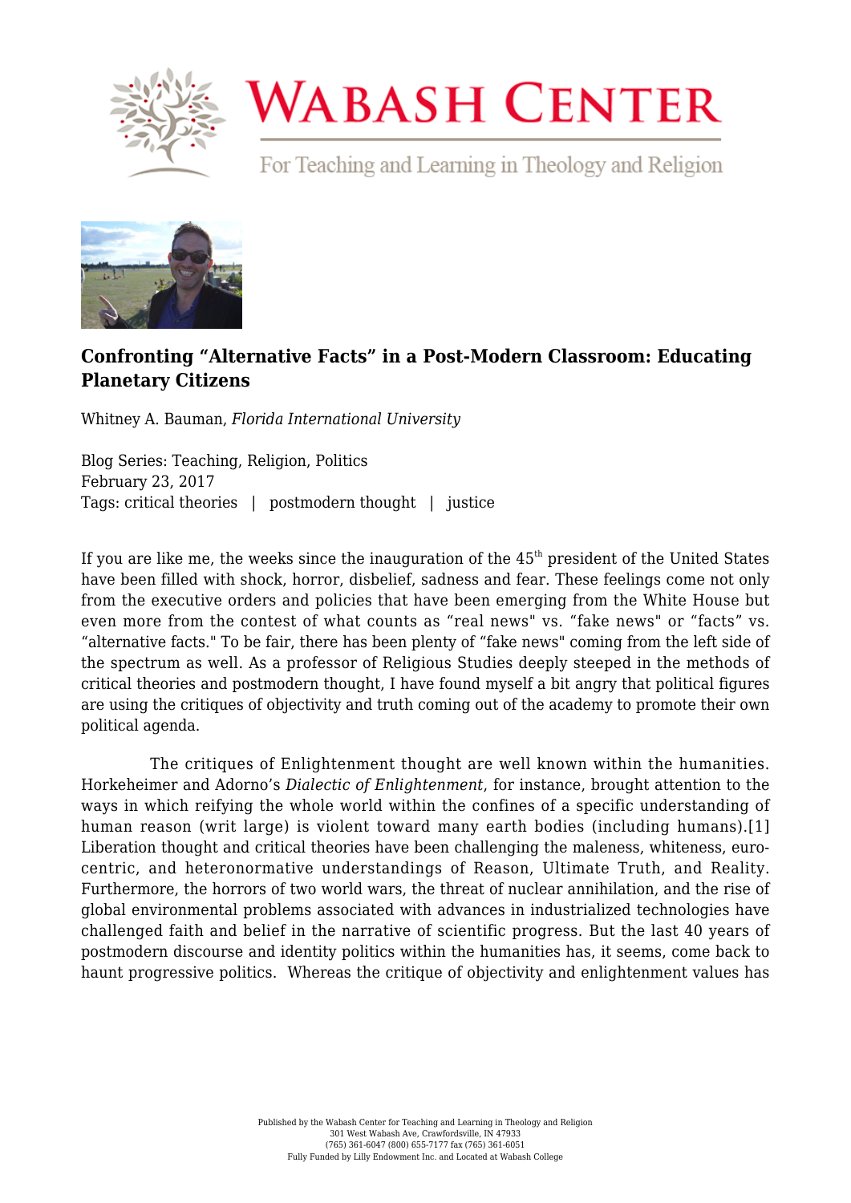# Wabash Center

For Teaching and Learning in Theology and Religion

## Confronting "Alternative Facts" in a Post-Modern Classroom: Educating Planetary Citizens

Whitney A. Bauman, *Florida International University*

Blog Series: Teaching, Religion, Politics
February 23, 2017
Tags: critical theories | postmodern thought | justice

If you are like me, the weeks since the inauguration of the 45th president of the United States have been filled with shock, horror, disbelief, sadness and fear. These feelings come not only from the executive orders and policies that have been emerging from the White House but even more from the contest of what counts as "real news" vs. "fake news" or "facts" vs. "alternative facts." To be fair, there has been plenty of "fake news" coming from the left side of the spectrum as well. As a professor of Religious Studies deeply steeped in the methods of critical theories and postmodern thought, I have found myself a bit angry that political figures are using the critiques of objectivity and truth coming out of the academy to promote their own political agenda.

The critiques of Enlightenment thought are well known within the humanities. Horkeheimer and Adorno's *Dialectic of Enlightenment*, for instance, brought attention to the ways in which reifying the whole world within the confines of a specific understanding of human reason (writ large) is violent toward many earth bodies (including humans).[1] Liberation thought and critical theories have been challenging the maleness, whiteness, euro-centric, and heteronormative understandings of Reason, Ultimate Truth, and Reality. Furthermore, the horrors of two world wars, the threat of nuclear annihilation, and the rise of global environmental problems associated with advances in industrialized technologies have challenged faith and belief in the narrative of scientific progress. But the last 40 years of postmodern discourse and identity politics within the humanities has, it seems, come back to haunt progressive politics. Whereas the critique of objectivity and enlightenment values has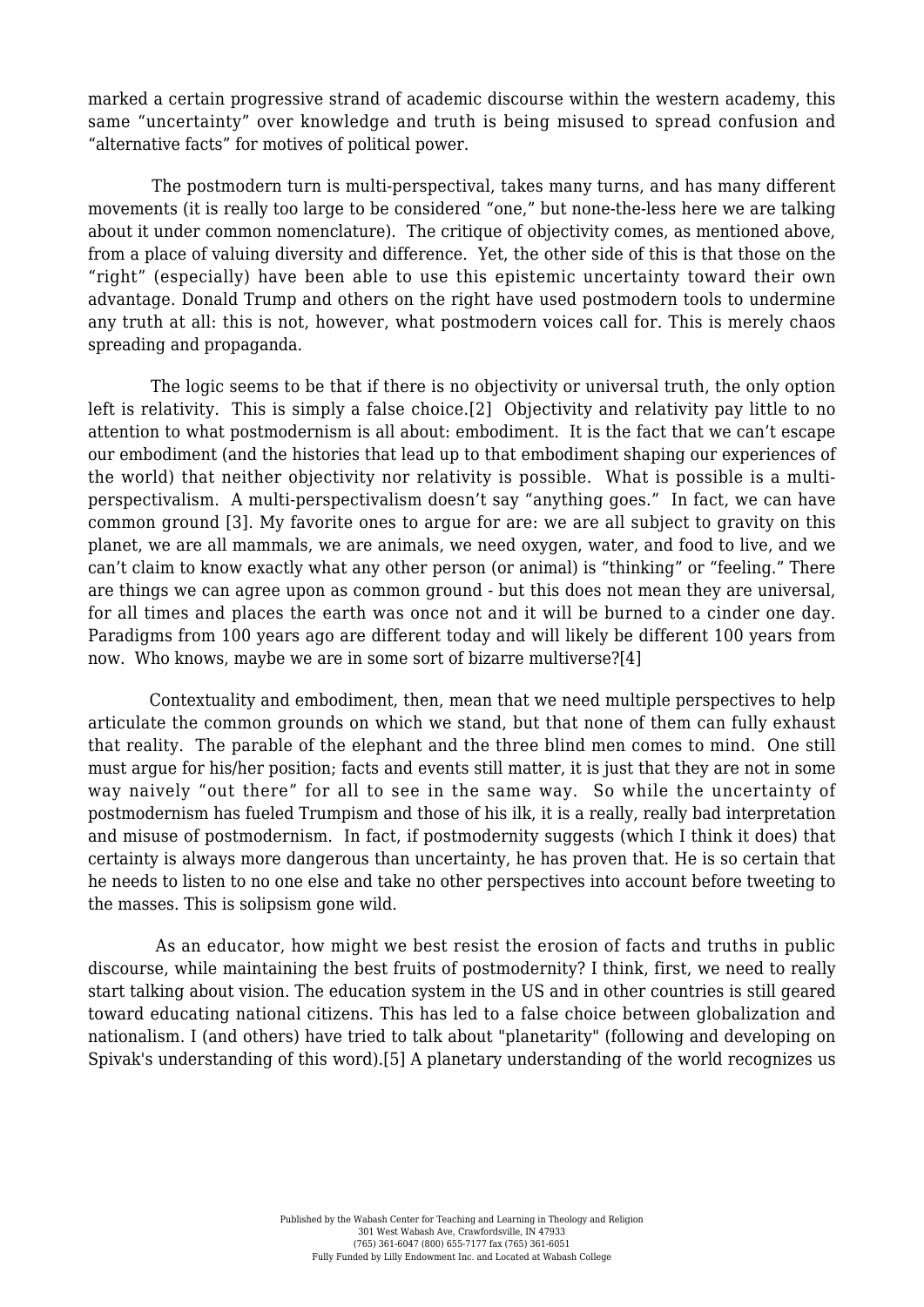marked a certain progressive strand of academic discourse within the western academy, this same "uncertainty" over knowledge and truth is being misused to spread confusion and "alternative facts" for motives of political power.

The postmodern turn is multi-perspectival, takes many turns, and has many different movements (it is really too large to be considered "one," but none-the-less here we are talking about it under common nomenclature). The critique of objectivity comes, as mentioned above, from a place of valuing diversity and difference. Yet, the other side of this is that those on the "right" (especially) have been able to use this epistemic uncertainty toward their own advantage. Donald Trump and others on the right have used postmodern tools to undermine any truth at all: this is not, however, what postmodern voices call for. This is merely chaos spreading and propaganda.

The logic seems to be that if there is no objectivity or universal truth, the only option left is relativity. This is simply a false choice.[2] Objectivity and relativity pay little to no attention to what postmodernism is all about: embodiment. It is the fact that we can't escape our embodiment (and the histories that lead up to that embodiment shaping our experiences of the world) that neither objectivity nor relativity is possible. What is possible is a multi-perspectivalism. A multi-perspectivalism doesn't say "anything goes." In fact, we can have common ground [3]. My favorite ones to argue for are: we are all subject to gravity on this planet, we are all mammals, we are animals, we need oxygen, water, and food to live, and we can't claim to know exactly what any other person (or animal) is "thinking" or "feeling." There are things we can agree upon as common ground - but this does not mean they are universal, for all times and places the earth was once not and it will be burned to a cinder one day. Paradigms from 100 years ago are different today and will likely be different 100 years from now. Who knows, maybe we are in some sort of bizarre multiverse?[4]

Contextuality and embodiment, then, mean that we need multiple perspectives to help articulate the common grounds on which we stand, but that none of them can fully exhaust that reality. The parable of the elephant and the three blind men comes to mind. One still must argue for his/her position; facts and events still matter, it is just that they are not in some way naively "out there" for all to see in the same way. So while the uncertainty of postmodernism has fueled Trumpism and those of his ilk, it is a really, really bad interpretation and misuse of postmodernism. In fact, if postmodernity suggests (which I think it does) that certainty is always more dangerous than uncertainty, he has proven that. He is so certain that he needs to listen to no one else and take no other perspectives into account before tweeting to the masses. This is solipsism gone wild.

As an educator, how might we best resist the erosion of facts and truths in public discourse, while maintaining the best fruits of postmodernity? I think, first, we need to really start talking about vision. The education system in the US and in other countries is still geared toward educating national citizens. This has led to a false choice between globalization and nationalism. I (and others) have tried to talk about "planetarity" (following and developing on Spivak's understanding of this word).[5] A planetary understanding of the world recognizes us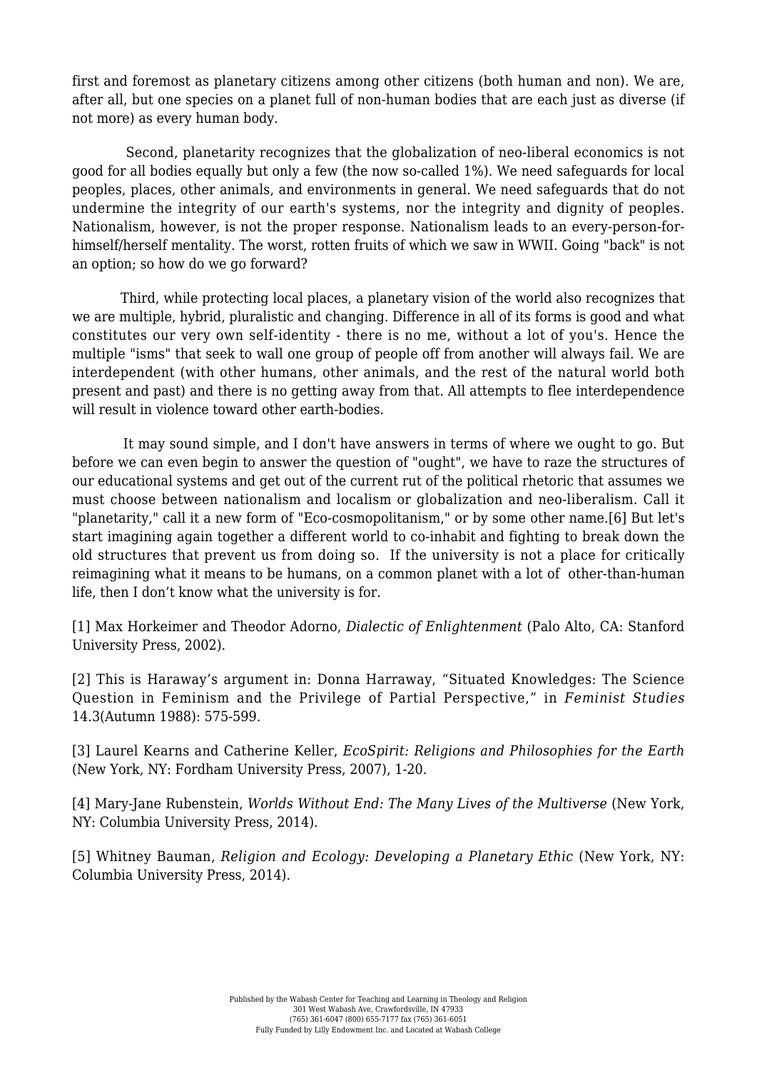first and foremost as planetary citizens among other citizens (both human and non). We are, after all, but one species on a planet full of non-human bodies that are each just as diverse (if not more) as every human body.

Second, planetarity recognizes that the globalization of neo-liberal economics is not good for all bodies equally but only a few (the now so-called 1%). We need safeguards for local peoples, places, other animals, and environments in general. We need safeguards that do not undermine the integrity of our earth's systems, nor the integrity and dignity of peoples. Nationalism, however, is not the proper response. Nationalism leads to an every-person-for-himself/herself mentality. The worst, rotten fruits of which we saw in WWII. Going "back" is not an option; so how do we go forward?

Third, while protecting local places, a planetary vision of the world also recognizes that we are multiple, hybrid, pluralistic and changing. Difference in all of its forms is good and what constitutes our very own self-identity - there is no me, without a lot of you's. Hence the multiple "isms" that seek to wall one group of people off from another will always fail. We are interdependent (with other humans, other animals, and the rest of the natural world both present and past) and there is no getting away from that. All attempts to flee interdependence will result in violence toward other earth-bodies.

It may sound simple, and I don't have answers in terms of where we ought to go. But before we can even begin to answer the question of "ought", we have to raze the structures of our educational systems and get out of the current rut of the political rhetoric that assumes we must choose between nationalism and localism or globalization and neo-liberalism. Call it "planetarity," call it a new form of "Eco-cosmopolitanism," or by some other name.[6] But let's start imagining again together a different world to co-inhabit and fighting to break down the old structures that prevent us from doing so. If the university is not a place for critically reimagining what it means to be humans, on a common planet with a lot of other-than-human life, then I don't know what the university is for.

[1] Max Horkeimer and Theodor Adorno, *Dialectic of Enlightenment* (Palo Alto, CA: Stanford University Press, 2002).

[2] This is Haraway's argument in: Donna Harraway, "Situated Knowledges: The Science Question in Feminism and the Privilege of Partial Perspective," in *Feminist Studies* 14.3(Autumn 1988): 575-599.

[3] Laurel Kearns and Catherine Keller, *EcoSpirit: Religions and Philosophies for the Earth* (New York, NY: Fordham University Press, 2007), 1-20.

[4] Mary-Jane Rubenstein, *Worlds Without End: The Many Lives of the Multiverse* (New York, NY: Columbia University Press, 2014).

[5] Whitney Bauman, *Religion and Ecology: Developing a Planetary Ethic* (New York, NY: Columbia University Press, 2014).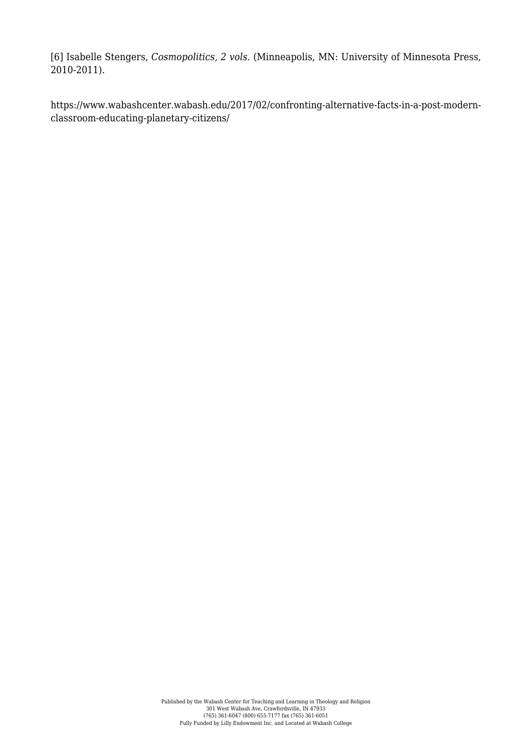[6] Isabelle Stengers, *Cosmopolitics, 2 vols.* (Minneapolis, MN: University of Minnesota Press, 2010-2011).

https://www.wabashcenter.wabash.edu/2017/02/confronting-alternative-facts-in-a-post-modern-classroom-educating-planetary-citizens/